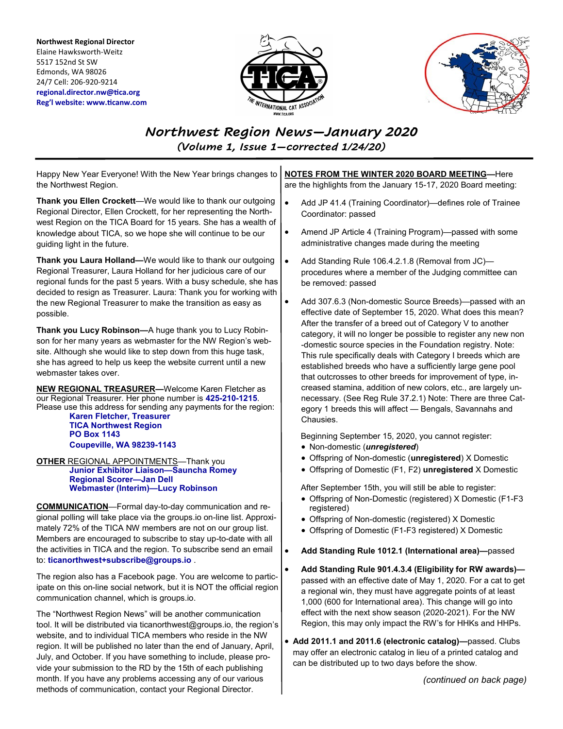**Northwest Regional Director**
Elaine Hawksworth-Weitz
5517 152nd St SW
Edmonds, WA 98026
24/7 Cell: 206-920-9214
**regional.director.nw@tica.org**
**Reg'l website: www.ticanw.com**

# *Northwest Region News—January 2020*

### *(Volume 1, Issue 1—corrected 1/24/20)*

Happy New Year Everyone! With the New Year brings changes to the Northwest Region.

**Thank you Ellen Crockett**—We would like to thank our outgoing Regional Director, Ellen Crockett, for her representing the Northwest Region on the TICA Board for 15 years. She has a wealth of knowledge about TICA, so we hope she will continue to be our guiding light in the future.

**Thank you Laura Holland—**We would like to thank our outgoing Regional Treasurer, Laura Holland for her judicious care of our regional funds for the past 5 years. With a busy schedule, she has decided to resign as Treasurer. Laura: Thank you for working with the new Regional Treasurer to make the transition as easy as possible.

**Thank you Lucy Robinson—**A huge thank you to Lucy Robinson for her many years as webmaster for the NW Region's website. Although she would like to step down from this huge task, she has agreed to help us keep the website current until a new webmaster takes over.

**NEW REGIONAL TREASURER—**Welcome Karen Fletcher as our Regional Treasurer. Her phone number is **425-210-1215**. Please use this address for sending any payments for the region:

**Karen Fletcher, Treasurer**
**TICA Northwest Region**
**PO Box 1143**
**Coupeville, WA 98239-1143**

**OTHER** REGIONAL APPOINTMENTS—Thank you
**Junior Exhibitor Liaison—Sauncha Romey**
**Regional Scorer—Jan Dell**
**Webmaster (Interim)—Lucy Robinson**

**COMMUNICATION**—Formal day-to-day communication and regional polling will take place via the groups.io on-line list. Approximately 72% of the TICA NW members are not on our group list. Members are encouraged to subscribe to stay up-to-date with all the activities in TICA and the region. To subscribe send an email to: **ticanorthwest+subscribe@groups.io** .

The region also has a Facebook page. You are welcome to participate on this on-line social network, but it is NOT the official region communication channel, which is groups.io.

The "Northwest Region News" will be another communication tool. It will be distributed via ticanorthwest@groups.io, the region's website, and to individual TICA members who reside in the NW region. It will be published no later than the end of January, April, July, and October. If you have something to include, please provide your submission to the RD by the 15th of each publishing month. If you have any problems accessing any of our various methods of communication, contact your Regional Director.

**NOTES FROM THE WINTER 2020 BOARD MEETING—**Here are the highlights from the January 15-17, 2020 Board meeting:

- Add JP 41.4 (Training Coordinator)—defines role of Trainee Coordinator: passed
- Amend JP Article 4 (Training Program)—passed with some administrative changes made during the meeting
- Add Standing Rule 106.4.2.1.8 (Removal from JC)—procedures where a member of the Judging committee can be removed: passed
- Add 307.6.3 (Non-domestic Source Breeds)—passed with an effective date of September 15, 2020. What does this mean? After the transfer of a breed out of Category V to another category, it will no longer be possible to register any new non-domestic source species in the Foundation registry. Note: This rule specifically deals with Category I breeds which are established breeds who have a sufficiently large gene pool that outcrosses to other breeds for improvement of type, increased stamina, addition of new colors, etc., are largely unnecessary. (See Reg Rule 37.2.1) Note: There are three Category 1 breeds this will affect — Bengals, Savannahs and Chausies.

  Beginning September 15, 2020, you cannot register:
  - Non-domestic (***unregistered***)
  - Offspring of Non-domestic (**unregistered**) X Domestic
  - Offspring of Domestic (F1, F2) **unregistered** X Domestic

  After September 15th, you will still be able to register:
  - Offspring of Non-Domestic (registered) X Domestic (F1-F3 registered)
  - Offspring of Non-domestic (registered) X Domestic
  - Offspring of Domestic (F1-F3 registered) X Domestic
- **Add Standing Rule 1012.1 (International area)—**passed
- **Add Standing Rule 901.4.3.4 (Eligibility for RW awards)—**passed with an effective date of May 1, 2020. For a cat to get a regional win, they must have aggregate points of at least 1,000 (600 for International area). This change will go into effect with the next show season (2020-2021). For the NW Region, this may only impact the RW's for HHKs and HHPs.
- **Add 2011.1 and 2011.6 (electronic catalog)—**passed. Clubs may offer an electronic catalog in lieu of a printed catalog and can be distributed up to two days before the show.

*(continued on back page)*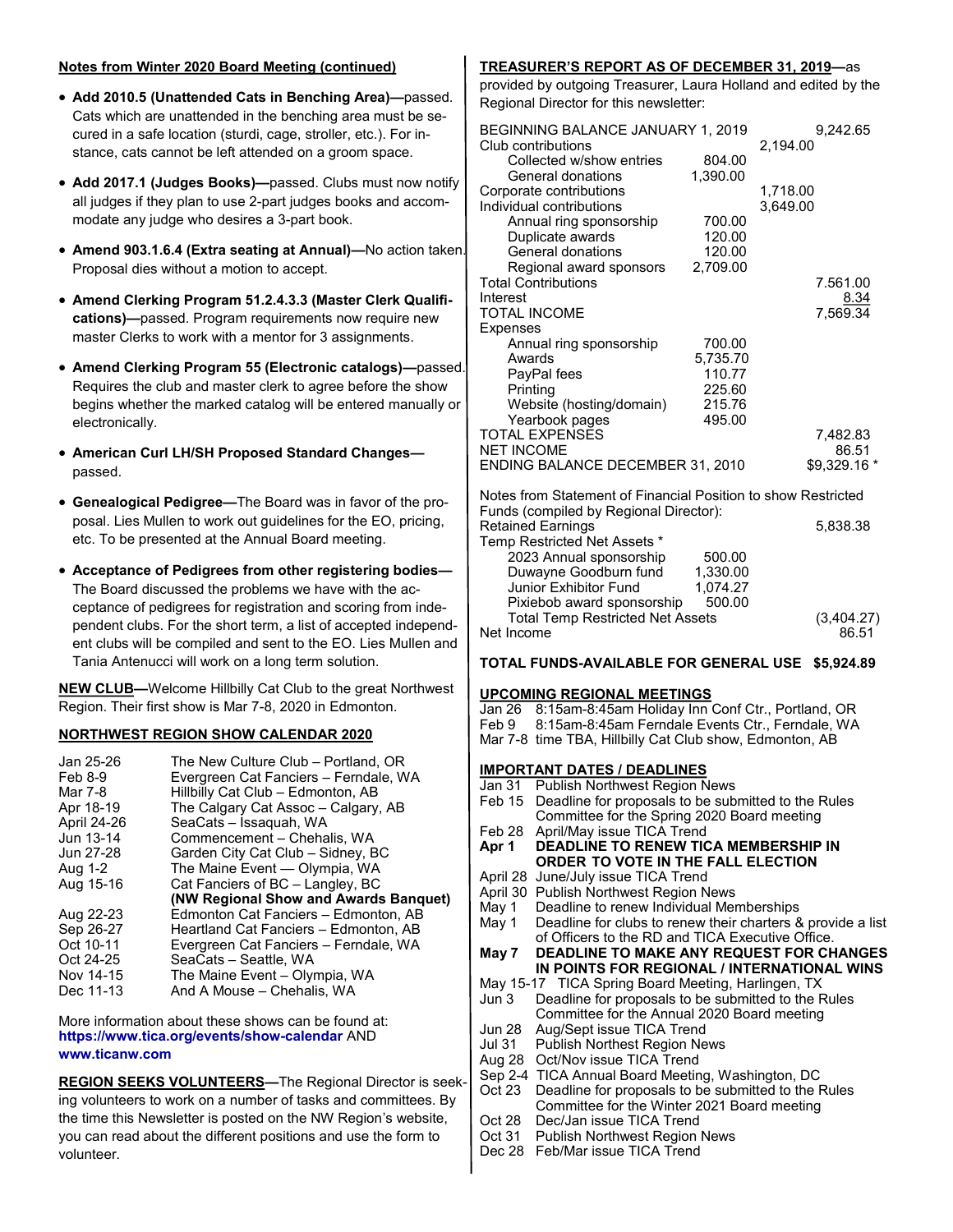## Notes from Winter 2020 Board Meeting (continued)

- **Add 2010.5 (Unattended Cats in Benching Area)—**passed. Cats which are unattended in the benching area must be secured in a safe location (sturdi, cage, stroller, etc.). For instance, cats cannot be left attended on a groom space.
- **Add 2017.1 (Judges Books)—**passed. Clubs must now notify all judges if they plan to use 2-part judges books and accommodate any judge who desires a 3-part book.
- **Amend 903.1.6.4 (Extra seating at Annual)—**No action taken. Proposal dies without a motion to accept.
- **Amend Clerking Program 51.2.4.3.3 (Master Clerk Qualifications)—**passed. Program requirements now require new master Clerks to work with a mentor for 3 assignments.
- **Amend Clerking Program 55 (Electronic catalogs)—**passed. Requires the club and master clerk to agree before the show begins whether the marked catalog will be entered manually or electronically.
- **American Curl LH/SH Proposed Standard Changes—** passed.
- **Genealogical Pedigree—**The Board was in favor of the proposal. Lies Mullen to work out guidelines for the EO, pricing, etc. To be presented at the Annual Board meeting.
- **Acceptance of Pedigrees from other registering bodies—** The Board discussed the problems we have with the acceptance of pedigrees for registration and scoring from independent clubs. For the short term, a list of accepted independent clubs will be compiled and sent to the EO. Lies Mullen and Tania Antenucci will work on a long term solution.

**NEW CLUB**—Welcome Hillbilly Cat Club to the great Northwest Region. Their first show is Mar 7-8, 2020 in Edmonton.

## NORTHWEST REGION SHOW CALENDAR 2020

| | |
|---|---|
| Jan 25-26 | The New Culture Club – Portland, OR |
| Feb 8-9 | Evergreen Cat Fanciers – Ferndale, WA |
| Mar 7-8 | Hillbilly Cat Club – Edmonton, AB |
| Apr 18-19 | The Calgary Cat Assoc – Calgary, AB |
| April 24-26 | SeaCats – Issaquah, WA |
| Jun 13-14 | Commencement – Chehalis, WA |
| Jun 27-28 | Garden City Cat Club – Sidney, BC |
| Aug 1-2 | The Maine Event — Olympia, WA |
| Aug 15-16 | Cat Fanciers of BC – Langley, BC **(NW Regional Show and Awards Banquet)** |
| Aug 22-23 | Edmonton Cat Fanciers – Edmonton, AB |
| Sep 26-27 | Heartland Cat Fanciers – Edmonton, AB |
| Oct 10-11 | Evergreen Cat Fanciers – Ferndale, WA |
| Oct 24-25 | SeaCats – Seattle, WA |
| Nov 14-15 | The Maine Event – Olympia, WA |
| Dec 11-13 | And A Mouse – Chehalis, WA |

More information about these shows can be found at: **https://www.tica.org/events/show-calendar** AND **www.ticanw.com**

**REGION SEEKS VOLUNTEERS**—The Regional Director is seeking volunteers to work on a number of tasks and committees. By the time this Newsletter is posted on the NW Region's website, you can read about the different positions and use the form to volunteer.

## TREASURER'S REPORT AS OF DECEMBER 31, 2019—as provided by outgoing Treasurer, Laura Holland and edited by the Regional Director for this newsletter:

| | | | |
|---|---|---|---|
| BEGINNING BALANCE JANUARY 1, 2019 | | | 9,242.65 |
| Club contributions | | 2,194.00 | |
| Collected w/show entries | 804.00 | | |
| General donations | 1,390.00 | | |
| Corporate contributions | | 1,718.00 | |
| Individual contributions | | 3,649.00 | |
| Annual ring sponsorship | 700.00 | | |
| Duplicate awards | 120.00 | | |
| General donations | 120.00 | | |
| Regional award sponsors | 2,709.00 | | |
| Total Contributions | | | 7.561.00 |
| Interest | | | 8.34 |
| TOTAL INCOME | | | 7,569.34 |
| Expenses | | | |
| Annual ring sponsorship | 700.00 | | |
| Awards | 5,735.70 | | |
| PayPal fees | 110.77 | | |
| Printing | 225.60 | | |
| Website (hosting/domain) | 215.76 | | |
| Yearbook pages | 495.00 | | |
| TOTAL EXPENSES | | | 7,482.83 |
| NET INCOME | | | 86.51 |
| ENDING BALANCE DECEMBER 31, 2010 | | | $9,329.16 * |

Notes from Statement of Financial Position to show Restricted Funds (compiled by Regional Director):

| | | |
|---|---|---|
| Retained Earnings | | 5,838.38 |
| Temp Restricted Net Assets * | | |
| 2023 Annual sponsorship | 500.00 | |
| Duwayne Goodburn fund | 1,330.00 | |
| Junior Exhibitor Fund | 1,074.27 | |
| Pixiebob award sponsorship | 500.00 | |
| Total Temp Restricted Net Assets | | (3,404.27) |
| Net Income | | 86.51 |

**TOTAL FUNDS-AVAILABLE FOR GENERAL USE $5,924.89**

## UPCOMING REGIONAL MEETINGS

Jan 26 8:15am-8:45am Holiday Inn Conf Ctr., Portland, OR
Feb 9 8:15am-8:45am Ferndale Events Ctr., Ferndale, WA
Mar 7-8 time TBA, Hillbilly Cat Club show, Edmonton, AB

## IMPORTANT DATES / DEADLINES

| | |
|---|---|
| Jan 31 | Publish Northwest Region News |
| Feb 15 | Deadline for proposals to be submitted to the Rules Committee for the Spring 2020 Board meeting |
| Feb 28 | April/May issue TICA Trend |
| **Apr 1** | **DEADLINE TO RENEW TICA MEMBERSHIP IN ORDER TO VOTE IN THE FALL ELECTION** |
| April 28 | June/July issue TICA Trend |
| April 30 | Publish Northwest Region News |
| May 1 | Deadline to renew Individual Memberships |
| May 1 | Deadline for clubs to renew their charters & provide a list of Officers to the RD and TICA Executive Office. |
| **May 7** | **DEADLINE TO MAKE ANY REQUEST FOR CHANGES IN POINTS FOR REGIONAL / INTERNATIONAL WINS** |
| May 15-17 | TICA Spring Board Meeting, Harlingen, TX |
| Jun 3 | Deadline for proposals to be submitted to the Rules Committee for the Annual 2020 Board meeting |
| Jun 28 | Aug/Sept issue TICA Trend |
| Jul 31 | Publish Northest Region News |
| Aug 28 | Oct/Nov issue TICA Trend |
| Sep 2-4 | TICA Annual Board Meeting, Washington, DC |
| Oct 23 | Deadline for proposals to be submitted to the Rules Committee for the Winter 2021 Board meeting |
| Oct 28 | Dec/Jan issue TICA Trend |
| Oct 31 | Publish Northwest Region News |
| Dec 28 | Feb/Mar issue TICA Trend |